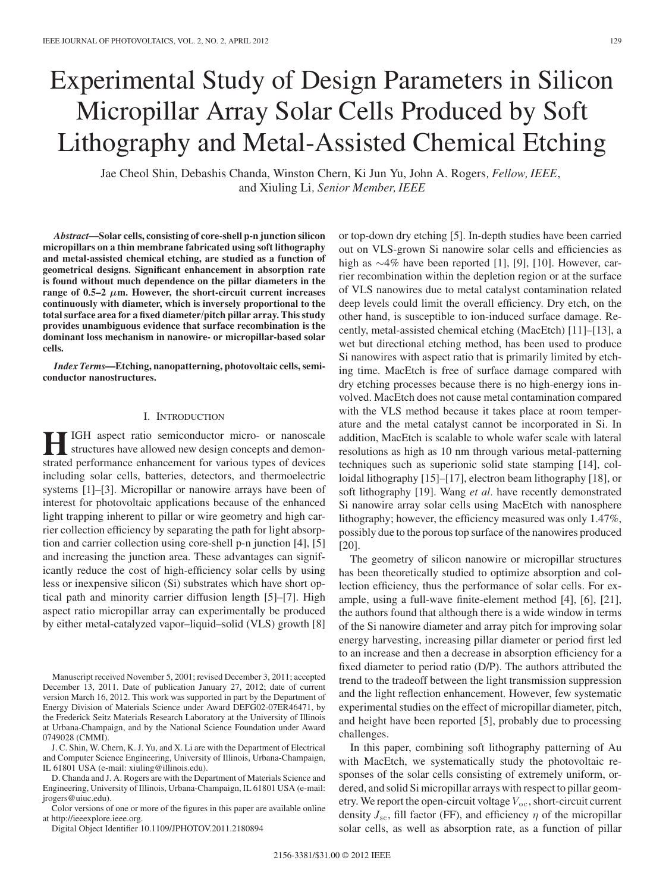# Experimental Study of Design Parameters in Silicon Micropillar Array Solar Cells Produced by Soft Lithography and Metal-Assisted Chemical Etching

Jae Cheol Shin, Debashis Chanda, Winston Chern, Ki Jun Yu, John A. Rogers, *Fellow, IEEE*, and Xiuling Li, *Senior Member, IEEE*

***Abstract*—Solar cells, consisting of core-shell p-n junction silicon micropillars on a thin membrane fabricated using soft lithography and metal-assisted chemical etching, are studied as a function of geometrical designs. Significant enhancement in absorption rate is found without much dependence on the pillar diameters in the range of 0.5–2 $\mu$m. However, the short-circuit current increases continuously with diameter, which is inversely proportional to the total surface area for a fixed diameter/pitch pillar array. This study provides unambiguous evidence that surface recombination is the dominant loss mechanism in nanowire- or micropillar-based solar cells.**

***Index Terms*—Etching, nanopatterning, photovoltaic cells, semiconductor nanostructures.**

## I. Introduction

High aspect ratio semiconductor micro- or nanoscale structures have allowed new design concepts and demonstrated performance enhancement for various types of devices including solar cells, batteries, detectors, and thermoelectric systems [1]–[3]. Micropillar or nanowire arrays have been of interest for photovoltaic applications because of the enhanced light trapping inherent to pillar or wire geometry and high carrier collection efficiency by separating the path for light absorption and carrier collection using core-shell p-n junction [4], [5] and increasing the junction area. These advantages can significantly reduce the cost of high-efficiency solar cells by using less or inexpensive silicon (Si) substrates which have short optical path and minority carrier diffusion length [5]–[7]. High aspect ratio micropillar array can experimentally be produced by either metal-catalyzed vapor–liquid–solid (VLS) growth [8] or top-down dry etching [5]. In-depth studies have been carried out on VLS-grown Si nanowire solar cells and efficiencies as high as ∼4% have been reported [1], [9], [10]. However, carrier recombination within the depletion region or at the surface of VLS nanowires due to metal catalyst contamination related deep levels could limit the overall efficiency. Dry etch, on the other hand, is susceptible to ion-induced surface damage. Recently, metal-assisted chemical etching (MacEtch) [11]–[13], a wet but directional etching method, has been used to produce Si nanowires with aspect ratio that is primarily limited by etching time. MacEtch is free of surface damage compared with dry etching processes because there is no high-energy ions involved. MacEtch does not cause metal contamination compared with the VLS method because it takes place at room temperature and the metal catalyst cannot be incorporated in Si. In addition, MacEtch is scalable to whole wafer scale with lateral resolutions as high as 10 nm through various metal-patterning techniques such as superionic solid state stamping [14], colloidal lithography [15]–[17], electron beam lithography [18], or soft lithography [19]. Wang *et al.* have recently demonstrated Si nanowire array solar cells using MacEtch with nanosphere lithography; however, the efficiency measured was only 1.47%, possibly due to the porous top surface of the nanowires produced [20].

The geometry of silicon nanowire or micropillar structures has been theoretically studied to optimize absorption and collection efficiency, thus the performance of solar cells. For example, using a full-wave finite-element method [4], [6], [21], the authors found that although there is a wide window in terms of the Si nanowire diameter and array pitch for improving solar energy harvesting, increasing pillar diameter or period first led to an increase and then a decrease in absorption efficiency for a fixed diameter to period ratio (D/P). The authors attributed the trend to the tradeoff between the light transmission suppression and the light reflection enhancement. However, few systematic experimental studies on the effect of micropillar diameter, pitch, and height have been reported [5], probably due to processing challenges.

In this paper, combining soft lithography patterning of Au with MacEtch, we systematically study the photovoltaic responses of the solar cells consisting of extremely uniform, ordered, and solid Si micropillar arrays with respect to pillar geometry. We report the open-circuit voltage $V_{oc}$, short-circuit current density $J_{sc}$, fill factor (FF), and efficiency $\eta$ of the micropillar solar cells, as well as absorption rate, as a function of pillar

Manuscript received November 5, 2001; revised December 3, 2011; accepted December 13, 2011. Date of publication January 27, 2012; date of current version March 16, 2012. This work was supported in part by the Department of Energy Division of Materials Science under Award DEFG02-07ER46471, by the Frederick Seitz Materials Research Laboratory at the University of Illinois at Urbana-Champaign, and by the National Science Foundation under Award 0749028 (CMMI).

J. C. Shin, W. Chern, K. J. Yu, and X. Li are with the Department of Electrical and Computer Science Engineering, University of Illinois, Urbana-Champaign, IL 61801 USA (e-mail: xiuling@illinois.edu).

D. Chanda and J. A. Rogers are with the Department of Materials Science and Engineering, University of Illinois, Urbana-Champaign, IL 61801 USA (e-mail: jrogers@uiuc.edu).

Color versions of one or more of the figures in this paper are available online at http://ieeexplore.ieee.org.

Digital Object Identifier 10.1109/JPHOTOV.2011.2180894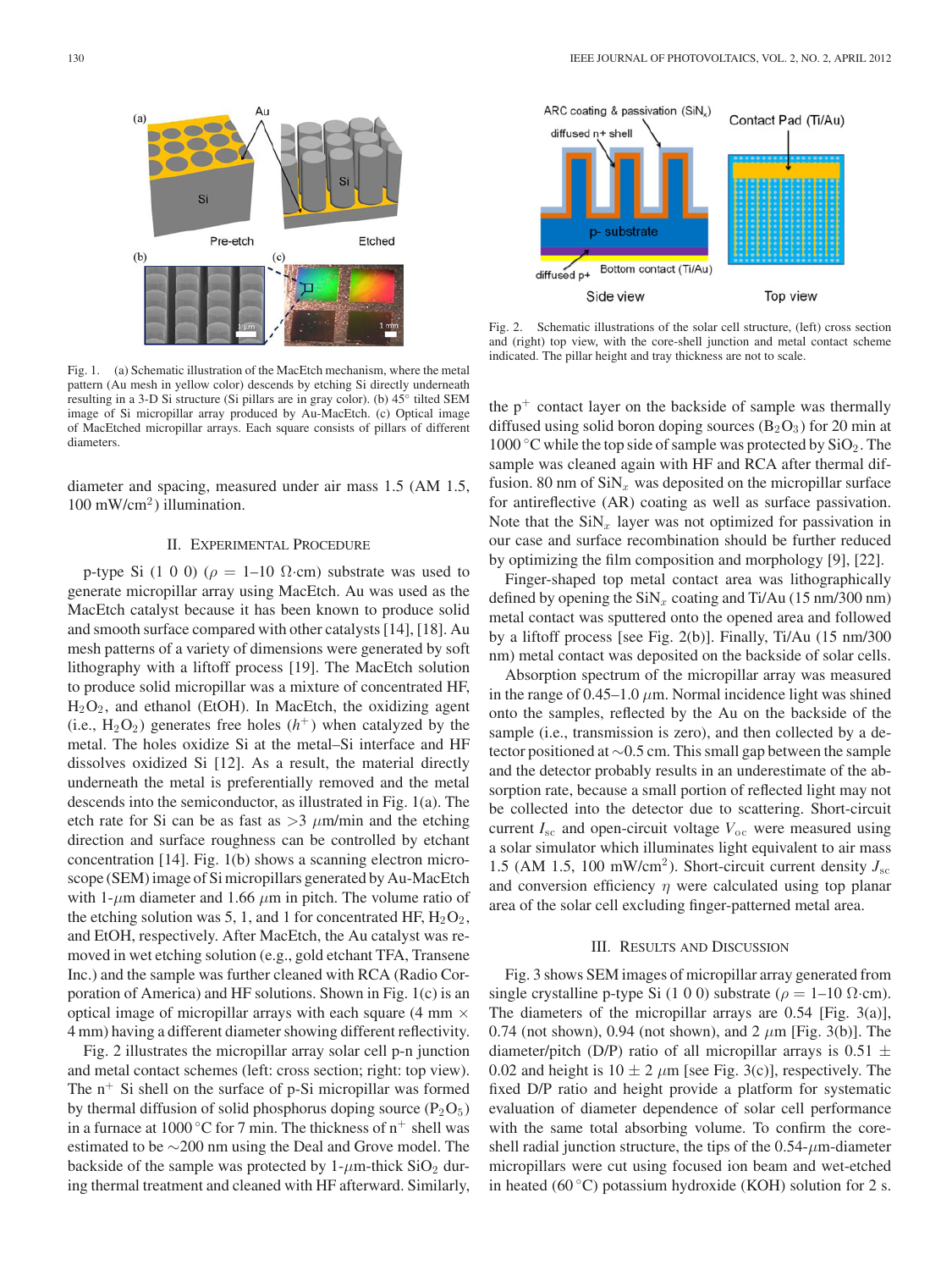Fig. 1. (a) Schematic illustration of the MacEtch mechanism, where the metal pattern (Au mesh in yellow color) descends by etching Si directly underneath resulting in a 3-D Si structure (Si pillars are in gray color). (b) 45° tilted SEM image of Si micropillar array produced by Au-MacEtch. (c) Optical image of MacEtched micropillar arrays. Each square consists of pillars of different diameters.

diameter and spacing, measured under air mass 1.5 (AM 1.5, 100 mW/cm$^2$) illumination.

## II. Experimental Procedure

p-type Si (1 0 0) ($\rho$ = 1–10 $\Omega$·cm) substrate was used to generate micropillar array using MacEtch. Au was used as the MacEtch catalyst because it has been known to produce solid and smooth surface compared with other catalysts [14], [18]. Au mesh patterns of a variety of dimensions were generated by soft lithography with a liftoff process [19]. The MacEtch solution to produce solid micropillar was a mixture of concentrated HF, $H_2O_2$, and ethanol (EtOH). In MacEtch, the oxidizing agent (i.e., $H_2O_2$) generates free holes ($h^+$) when catalyzed by the metal. The holes oxidize Si at the metal–Si interface and HF dissolves oxidized Si [12]. As a result, the material directly underneath the metal is preferentially removed and the metal descends into the semiconductor, as illustrated in Fig. 1(a). The etch rate for Si can be as fast as >3 $\mu$m/min and the etching direction and surface roughness can be controlled by etchant concentration [14]. Fig. 1(b) shows a scanning electron microscope (SEM) image of Si micropillars generated by Au-MacEtch with 1-$\mu$m diameter and 1.66 $\mu$m in pitch. The volume ratio of the etching solution was 5, 1, and 1 for concentrated HF, $H_2O_2$, and EtOH, respectively. After MacEtch, the Au catalyst was removed in wet etching solution (e.g., gold etchant TFA, Transene Inc.) and the sample was further cleaned with RCA (Radio Corporation of America) and HF solutions. Shown in Fig. 1(c) is an optical image of micropillar arrays with each square (4 mm × 4 mm) having a different diameter showing different reflectivity.

Fig. 2 illustrates the micropillar array solar cell p-n junction and metal contact schemes (left: cross section; right: top view). The n$^+$ Si shell on the surface of p-Si micropillar was formed by thermal diffusion of solid phosphorus doping source ($P_2O_5$) in a furnace at 1000 °C for 7 min. The thickness of n$^+$ shell was estimated to be ~200 nm using the Deal and Grove model. The backside of the sample was protected by 1-$\mu$m-thick $SiO_2$ during thermal treatment and cleaned with HF afterward. Similarly,

Fig. 2. Schematic illustrations of the solar cell structure, (left) cross section and (right) top view, with the core-shell junction and metal contact scheme indicated. The pillar height and tray thickness are not to scale.

the p$^+$ contact layer on the backside of sample was thermally diffused using solid boron doping sources ($B_2O_3$) for 20 min at 1000 °C while the top side of sample was protected by $SiO_2$. The sample was cleaned again with HF and RCA after thermal diffusion. 80 nm of $SiN_x$ was deposited on the micropillar surface for antireflective (AR) coating as well as surface passivation. Note that the $SiN_x$ layer was not optimized for passivation in our case and surface recombination should be further reduced by optimizing the film composition and morphology [9], [22].

Finger-shaped top metal contact area was lithographically defined by opening the $SiN_x$ coating and Ti/Au (15 nm/300 nm) metal contact was sputtered onto the opened area and followed by a liftoff process [see Fig. 2(b)]. Finally, Ti/Au (15 nm/300 nm) metal contact was deposited on the backside of solar cells.

Absorption spectrum of the micropillar array was measured in the range of 0.45–1.0 $\mu$m. Normal incidence light was shined onto the samples, reflected by the Au on the backside of the sample (i.e., transmission is zero), and then collected by a detector positioned at ~0.5 cm. This small gap between the sample and the detector probably results in an underestimate of the absorption rate, because a small portion of reflected light may not be collected into the detector due to scattering. Short-circuit current $I_{sc}$ and open-circuit voltage $V_{oc}$ were measured using a solar simulator which illuminates light equivalent to air mass 1.5 (AM 1.5, 100 mW/cm$^2$). Short-circuit current density $J_{sc}$ and conversion efficiency $\eta$ were calculated using top planar area of the solar cell excluding finger-patterned metal area.

## III. Results and Discussion

Fig. 3 shows SEM images of micropillar array generated from single crystalline p-type Si (1 0 0) substrate ($\rho$ = 1–10 $\Omega$·cm). The diameters of the micropillar arrays are 0.54 [Fig. 3(a)], 0.74 (not shown), 0.94 (not shown), and 2 $\mu$m [Fig. 3(b)]. The diameter/pitch (D/P) ratio of all micropillar arrays is 0.51 ± 0.02 and height is 10 ± 2 $\mu$m [see Fig. 3(c)], respectively. The fixed D/P ratio and height provide a platform for systematic evaluation of diameter dependence of solar cell performance with the same total absorbing volume. To confirm the core-shell radial junction structure, the tips of the 0.54-$\mu$m-diameter micropillars were cut using focused ion beam and wet-etched in heated (60 °C) potassium hydroxide (KOH) solution for 2 s.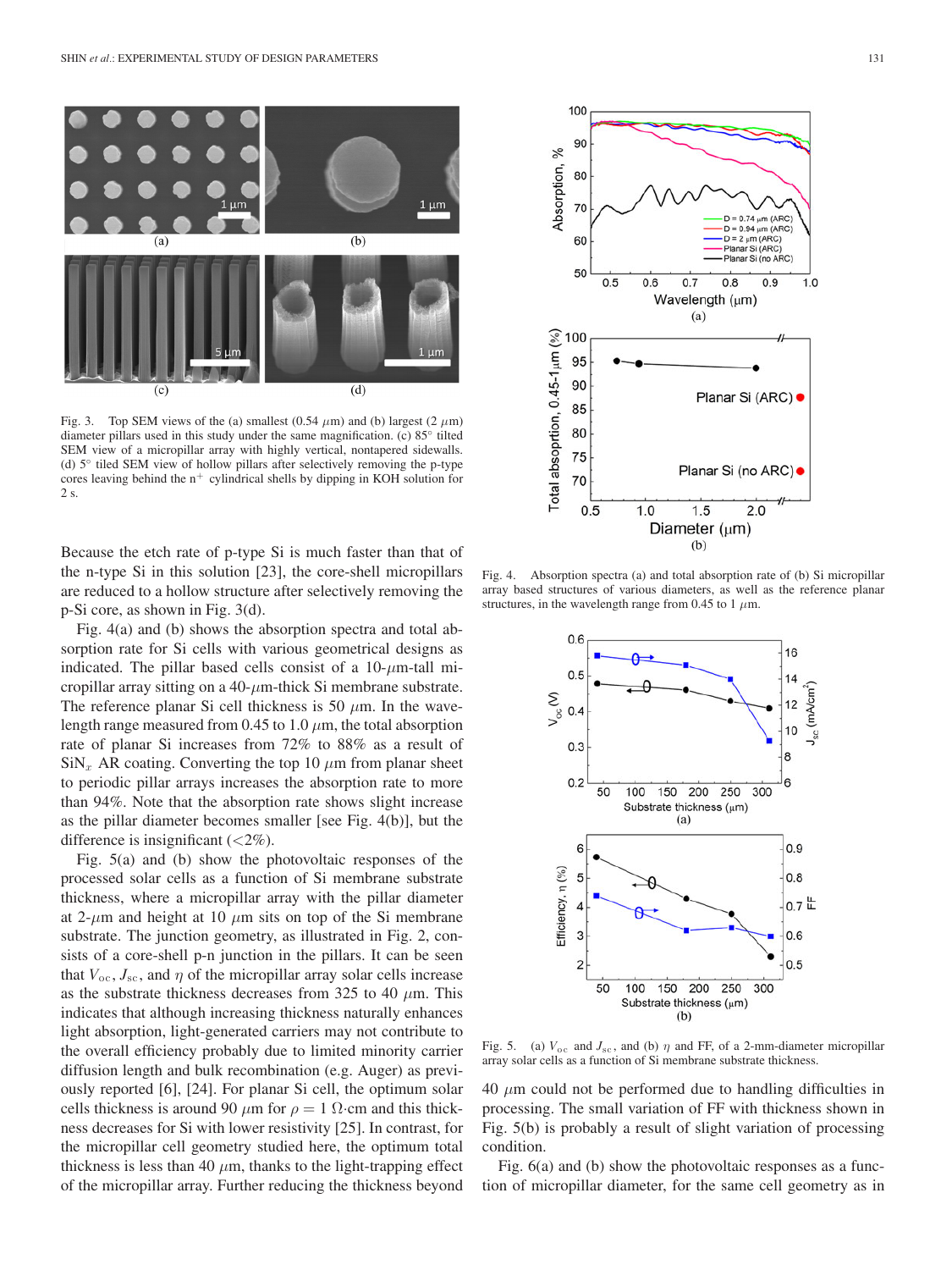Fig. 3. Top SEM views of the (a) smallest (0.54 $\mu$m) and (b) largest (2 $\mu$m) diameter pillars used in this study under the same magnification. (c) 85° tilted SEM view of a micropillar array with highly vertical, nontapered sidewalls. (d) 5° tilted SEM view of hollow pillars after selectively removing the p-type cores leaving behind the $n^+$ cylindrical shells by dipping in KOH solution for 2 s.

Because the etch rate of p-type Si is much faster than that of the n-type Si in this solution [23], the core-shell micropillars are reduced to a hollow structure after selectively removing the p-Si core, as shown in Fig. 3(d).

Fig. 4(a) and (b) shows the absorption spectra and total absorption rate for Si cells with various geometrical designs as indicated. The pillar based cells consist of a 10-$\mu$m-tall micropillar array sitting on a 40-$\mu$m-thick Si membrane substrate. The reference planar Si cell thickness is 50 $\mu$m. In the wavelength range measured from 0.45 to 1.0 $\mu$m, the total absorption rate of planar Si increases from 72% to 88% as a result of $SiN_x$ AR coating. Converting the top 10 $\mu$m from planar sheet to periodic pillar arrays increases the absorption rate to more than 94%. Note that the absorption rate shows slight increase as the pillar diameter becomes smaller [see Fig. 4(b)], but the difference is insignificant (<2%).

Fig. 5(a) and (b) show the photovoltaic responses of the processed solar cells as a function of Si membrane substrate thickness, where a micropillar array with the pillar diameter at 2-$\mu$m and height at 10 $\mu$m sits on top of the Si membrane substrate. The junction geometry, as illustrated in Fig. 2, consists of a core-shell p-n junction in the pillars. It can be seen that $V_{oc}$, $J_{sc}$, and $\eta$ of the micropillar array solar cells increase as the substrate thickness decreases from 325 to 40 $\mu$m. This indicates that although increasing thickness naturally enhances light absorption, light-generated carriers may not contribute to the overall efficiency probably due to limited minority carrier diffusion length and bulk recombination (e.g. Auger) as previously reported [6], [24]. For planar Si cell, the optimum solar cells thickness is around 90 $\mu$m for $\rho = 1\ \Omega\cdot$cm and this thickness decreases for Si with lower resistivity [25]. In contrast, for the micropillar cell geometry studied here, the optimum total thickness is less than 40 $\mu$m, thanks to the light-trapping effect of the micropillar array. Further reducing the thickness beyond 40 $\mu$m could not be performed due to handling difficulties in processing. The small variation of FF with thickness shown in Fig. 5(b) is probably a result of slight variation of processing condition.

Fig. 4. Absorption spectra (a) and total absorption rate of (b) Si micropillar array based structures of various diameters, as well as the reference planar structures, in the wavelength range from 0.45 to 1 $\mu$m.

Fig. 5. (a) $V_{oc}$ and $J_{sc}$, and (b) $\eta$ and FF, of a 2-mm-diameter micropillar array solar cells as a function of Si membrane substrate thickness.

Fig. 6(a) and (b) show the photovoltaic responses as a function of micropillar diameter, for the same cell geometry as in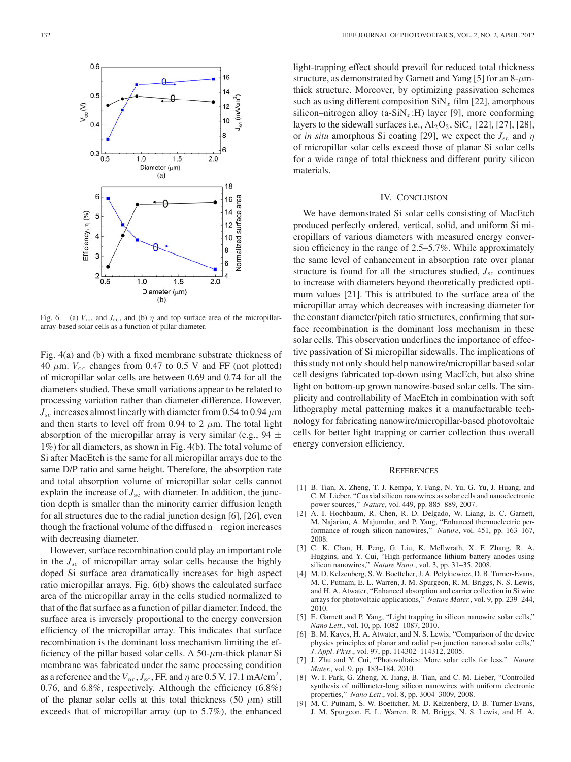Fig. 6. (a) $V_{oc}$ and $J_{sc}$, and (b) $\eta$ and top surface area of the micropillar-array-based solar cells as a function of pillar diameter.

Fig. 4(a) and (b) with a fixed membrane substrate thickness of 40 $\mu$m. $V_{oc}$ changes from 0.47 to 0.5 V and FF (not plotted) of micropillar solar cells are between 0.69 and 0.74 for all the diameters studied. These small variations appear to be related to processing variation rather than diameter difference. However, $J_{sc}$ increases almost linearly with diameter from 0.54 to 0.94 $\mu$m and then starts to level off from 0.94 to 2 $\mu$m. The total light absorption of the micropillar array is very similar (e.g., 94 $\pm$ 1%) for all diameters, as shown in Fig. 4(b). The total volume of Si after MacEtch is the same for all micropillar arrays due to the same D/P ratio and same height. Therefore, the absorption rate and total absorption volume of micropillar solar cells cannot explain the increase of $J_{sc}$ with diameter. In addition, the junction depth is smaller than the minority carrier diffusion length for all structures due to the radial junction design [6], [26], even though the fractional volume of the diffused $n^+$ region increases with decreasing diameter.

However, surface recombination could play an important role in the $J_{sc}$ of micropillar array solar cells because the highly doped Si surface area dramatically increases for high aspect ratio micropillar arrays. Fig. 6(b) shows the calculated surface area of the micropillar array in the cells studied normalized to that of the flat surface as a function of pillar diameter. Indeed, the surface area is inversely proportional to the energy conversion efficiency of the micropillar array. This indicates that surface recombination is the dominant loss mechanism limiting the efficiency of the pillar based solar cells. A 50-$\mu$m-thick planar Si membrane was fabricated under the same processing condition as a reference and the $V_{oc}$, $J_{sc}$, FF, and $\eta$ are 0.5 V, 17.1 mA/cm$^2$, 0.76, and 6.8%, respectively. Although the efficiency (6.8%) of the planar solar cells at this total thickness (50 $\mu$m) still exceeds that of micropillar array (up to 5.7%), the enhanced light-trapping effect should prevail for reduced total thickness structure, as demonstrated by Garnett and Yang [5] for an 8-$\mu$m-thick structure. Moreover, by optimizing passivation schemes such as using different composition $SiN_x$ film [22], amorphous silicon–nitrogen alloy (a-$SiN_x$:H) layer [9], more conforming layers to the sidewall surfaces i.e., $Al_2O_3$, $SiC_x$ [22], [27], [28], or *in situ* amorphous Si coating [29], we expect the $J_{sc}$ and $\eta$ of micropillar solar cells exceed those of planar Si solar cells for a wide range of total thickness and different purity silicon materials.

## IV. Conclusion

We have demonstrated Si solar cells consisting of MacEtch produced perfectly ordered, vertical, solid, and uniform Si micropillars of various diameters with measured energy conversion efficiency in the range of 2.5–5.7%. While approximately the same level of enhancement in absorption rate over planar structure is found for all the structures studied, $J_{sc}$ continues to increase with diameters beyond theoretically predicted optimum values [21]. This is attributed to the surface area of the micropillar array which decreases with increasing diameter for the constant diameter/pitch ratio structures, confirming that surface recombination is the dominant loss mechanism in these solar cells. This observation underlines the importance of effective passivation of Si micropillar sidewalls. The implications of this study not only should help nanowire/micropillar based solar cell designs fabricated top-down using MacEch, but also shine light on bottom-up grown nanowire-based solar cells. The simplicity and controllability of MacEtch in combination with soft lithography metal patterning makes it a manufacturable technology for fabricating nanowire/micropillar-based photovoltaic cells for better light trapping or carrier collection thus overall energy conversion efficiency.

## References

[1] B. Tian, X. Zheng, T. J. Kempa, Y. Fang, N. Yu, G. Yu, J. Huang, and C. M. Lieber, "Coaxial silicon nanowires as solar cells and nanoelectronic power sources," *Nature*, vol. 449, pp. 885–889, 2007.

[2] A. I. Hochbaum, R. Chen, R. D. Delgado, W. Liang, E. C. Garnett, M. Najarian, A. Majumdar, and P. Yang, "Enhanced thermoelectric performance of rough silicon nanowires," *Nature*, vol. 451, pp. 163–167, 2008.

[3] C. K. Chan, H. Peng, G. Liu, K. McIlwrath, X. F. Zhang, R. A. Huggins, and Y. Cui, "High-performance lithium battery anodes using silicon nanowires," *Nature Nano.*, vol. 3, pp. 31–35, 2008.

[4] M. D. Kelzenberg, S. W. Boettcher, J. A. Petykiewicz, D. B. Turner-Evans, M. C. Putnam, E. L. Warren, J. M. Spurgeon, R. M. Briggs, N. S. Lewis, and H. A. Atwater, "Enhanced absorption and carrier collection in Si wire arrays for photovoltaic applications," *Nature Mater.*, vol. 9, pp. 239–244, 2010.

[5] E. Garnett and P. Yang, "Light trapping in silicon nanowire solar cells," *Nano Lett.*, vol. 10, pp. 1082–1087, 2010.

[6] B. M. Kayes, H. A. Atwater, and N. S. Lewis, "Comparison of the device physics principles of planar and radial p-n junction nanorod solar cells," *J. Appl. Phys.*, vol. 97, pp. 114302–114312, 2005.

[7] J. Zhu and Y. Cui, "Photovoltaics: More solar cells for less," *Nature Mater.*, vol. 9, pp. 183–184, 2010.

[8] W. I. Park, G. Zheng, X. Jiang, B. Tian, and C. M. Lieber, "Controlled synthesis of millimeter-long silicon nanowires with uniform electronic properties," *Nano Lett.*, vol. 8, pp. 3004–3009, 2008.

[9] M. C. Putnam, S. W. Boettcher, M. D. Kelzenberg, D. B. Turner-Evans, J. M. Spurgeon, E. L. Warren, R. M. Briggs, N. S. Lewis, and H. A.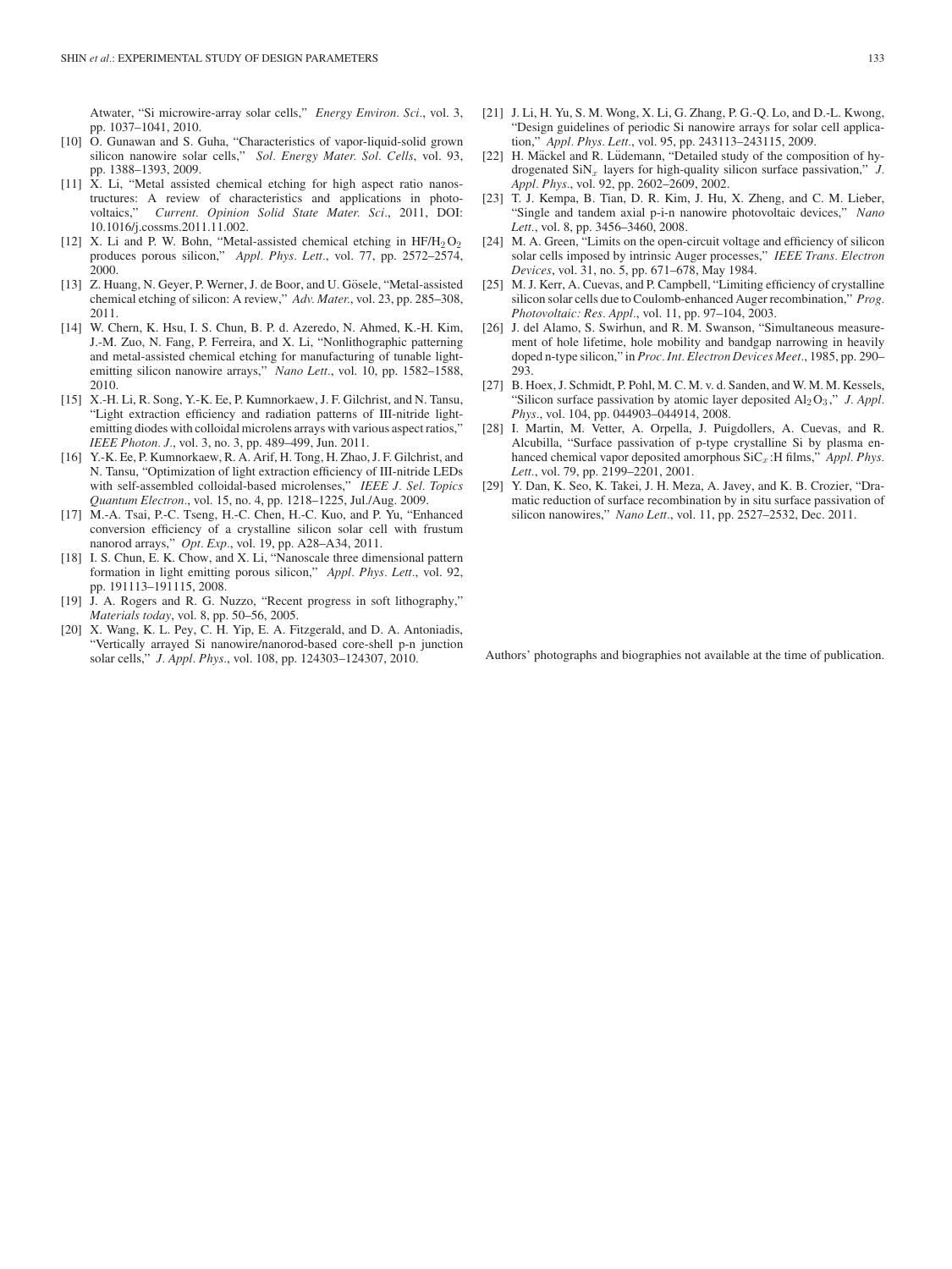Atwater, "Si microwire-array solar cells," *Energy Environ. Sci.*, vol. 3, pp. 1037–1041, 2010.

[10] O. Gunawan and S. Guha, "Characteristics of vapor-liquid-solid grown silicon nanowire solar cells," *Sol. Energy Mater. Sol. Cells*, vol. 93, pp. 1388–1393, 2009.

[11] X. Li, "Metal assisted chemical etching for high aspect ratio nanostructures: A review of characteristics and applications in photovoltaics," *Current. Opinion Solid State Mater. Sci.*, 2011, DOI: 10.1016/j.cossms.2011.11.002.

[12] X. Li and P. W. Bohn, "Metal-assisted chemical etching in $HF/H_2O_2$ produces porous silicon," *Appl. Phys. Lett.*, vol. 77, pp. 2572–2574, 2000.

[13] Z. Huang, N. Geyer, P. Werner, J. de Boor, and U. Gösele, "Metal-assisted chemical etching of silicon: A review," *Adv. Mater.*, vol. 23, pp. 285–308, 2011.

[14] W. Chern, K. Hsu, I. S. Chun, B. P. d. Azeredo, N. Ahmed, K.-H. Kim, J.-M. Zuo, N. Fang, P. Ferreira, and X. Li, "Nonlithographic patterning and metal-assisted chemical etching for manufacturing of tunable light-emitting silicon nanowire arrays," *Nano Lett.*, vol. 10, pp. 1582–1588, 2010.

[15] X.-H. Li, R. Song, Y.-K. Ee, P. Kumnorkaew, J. F. Gilchrist, and N. Tansu, "Light extraction efficiency and radiation patterns of III-nitride light-emitting diodes with colloidal microlens arrays with various aspect ratios," *IEEE Photon. J.*, vol. 3, no. 3, pp. 489–499, Jun. 2011.

[16] Y.-K. Ee, P. Kumnorkaew, R. A. Arif, H. Tong, H. Zhao, J. F. Gilchrist, and N. Tansu, "Optimization of light extraction efficiency of III-nitride LEDs with self-assembled colloidal-based microlenses," *IEEE J. Sel. Topics Quantum Electron.*, vol. 15, no. 4, pp. 1218–1225, Jul./Aug. 2009.

[17] M.-A. Tsai, P.-C. Tseng, H.-C. Chen, H.-C. Kuo, and P. Yu, "Enhanced conversion efficiency of a crystalline silicon solar cell with frustum nanorod arrays," *Opt. Exp.*, vol. 19, pp. A28–A34, 2011.

[18] I. S. Chun, E. K. Chow, and X. Li, "Nanoscale three dimensional pattern formation in light emitting porous silicon," *Appl. Phys. Lett.*, vol. 92, pp. 191113–191115, 2008.

[19] J. A. Rogers and R. G. Nuzzo, "Recent progress in soft lithography," *Materials today*, vol. 8, pp. 50–56, 2005.

[20] X. Wang, K. L. Pey, C. H. Yip, E. A. Fitzgerald, and D. A. Antoniadis, "Vertically arrayed Si nanowire/nanorod-based core-shell p-n junction solar cells," *J. Appl. Phys.*, vol. 108, pp. 124303–124307, 2010.

[21] J. Li, H. Yu, S. M. Wong, X. Li, G. Zhang, P. G.-Q. Lo, and D.-L. Kwong, "Design guidelines of periodic Si nanowire arrays for solar cell application," *Appl. Phys. Lett.*, vol. 95, pp. 243113–243115, 2009.

[22] H. Mäckel and R. Lüdemann, "Detailed study of the composition of hydrogenated $SiN_x$ layers for high-quality silicon surface passivation," *J. Appl. Phys.*, vol. 92, pp. 2602–2609, 2002.

[23] T. J. Kempa, B. Tian, D. R. Kim, J. Hu, X. Zheng, and C. M. Lieber, "Single and tandem axial p-i-n nanowire photovoltaic devices," *Nano Lett.*, vol. 8, pp. 3456–3460, 2008.

[24] M. A. Green, "Limits on the open-circuit voltage and efficiency of silicon solar cells imposed by intrinsic Auger processes," *IEEE Trans. Electron Devices*, vol. 31, no. 5, pp. 671–678, May 1984.

[25] M. J. Kerr, A. Cuevas, and P. Campbell, "Limiting efficiency of crystalline silicon solar cells due to Coulomb-enhanced Auger recombination," *Prog. Photovoltaic: Res. Appl.*, vol. 11, pp. 97–104, 2003.

[26] J. del Alamo, S. Swirhun, and R. M. Swanson, "Simultaneous measurement of hole lifetime, hole mobility and bandgap narrowing in heavily doped n-type silicon," in *Proc. Int. Electron Devices Meet.*, 1985, pp. 290–293.

[27] B. Hoex, J. Schmidt, P. Pohl, M. C. M. v. d. Sanden, and W. M. M. Kessels, "Silicon surface passivation by atomic layer deposited $Al_2O_3$," *J. Appl. Phys.*, vol. 104, pp. 044903–044914, 2008.

[28] I. Martin, M. Vetter, A. Orpella, J. Puigdollers, A. Cuevas, and R. Alcubilla, "Surface passivation of p-type crystalline Si by plasma enhanced chemical vapor deposited amorphous $SiC_x$:H films," *Appl. Phys. Lett.*, vol. 79, pp. 2199–2201, 2001.

[29] Y. Dan, K. Seo, K. Takei, J. H. Meza, A. Javey, and K. B. Crozier, "Dramatic reduction of surface recombination by in situ surface passivation of silicon nanowires," *Nano Lett.*, vol. 11, pp. 2527–2532, Dec. 2011.

Authors' photographs and biographies not available at the time of publication.